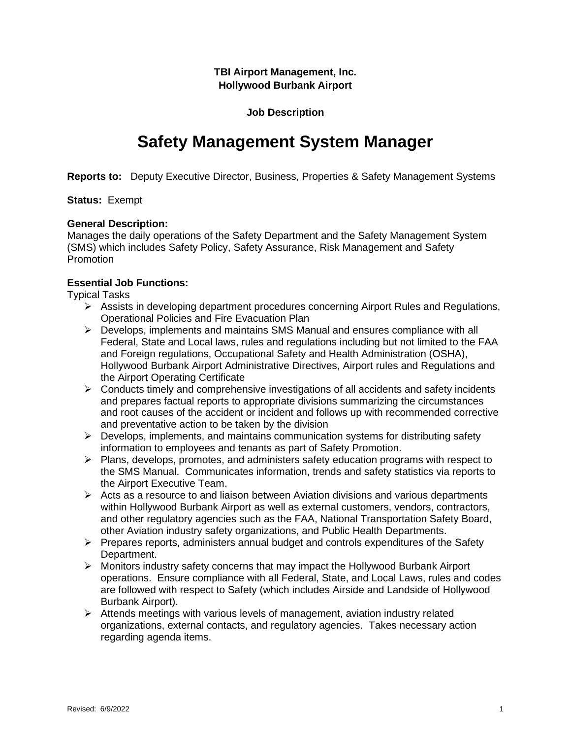**TBI Airport Management, Inc.**
**Hollywood Burbank Airport**

**Job Description**

# Safety Management System Manager

**Reports to:** Deputy Executive Director, Business, Properties & Safety Management Systems

**Status:** Exempt

**General Description:**
Manages the daily operations of the Safety Department and the Safety Management System (SMS) which includes Safety Policy, Safety Assurance, Risk Management and Safety Promotion

**Essential Job Functions:**
Typical Tasks

- Assists in developing department procedures concerning Airport Rules and Regulations, Operational Policies and Fire Evacuation Plan
- Develops, implements and maintains SMS Manual and ensures compliance with all Federal, State and Local laws, rules and regulations including but not limited to the FAA and Foreign regulations, Occupational Safety and Health Administration (OSHA), Hollywood Burbank Airport Administrative Directives, Airport rules and Regulations and the Airport Operating Certificate
- Conducts timely and comprehensive investigations of all accidents and safety incidents and prepares factual reports to appropriate divisions summarizing the circumstances and root causes of the accident or incident and follows up with recommended corrective and preventative action to be taken by the division
- Develops, implements, and maintains communication systems for distributing safety information to employees and tenants as part of Safety Promotion.
- Plans, develops, promotes, and administers safety education programs with respect to the SMS Manual. Communicates information, trends and safety statistics via reports to the Airport Executive Team.
- Acts as a resource to and liaison between Aviation divisions and various departments within Hollywood Burbank Airport as well as external customers, vendors, contractors, and other regulatory agencies such as the FAA, National Transportation Safety Board, other Aviation industry safety organizations, and Public Health Departments.
- Prepares reports, administers annual budget and controls expenditures of the Safety Department.
- Monitors industry safety concerns that may impact the Hollywood Burbank Airport operations. Ensure compliance with all Federal, State, and Local Laws, rules and codes are followed with respect to Safety (which includes Airside and Landside of Hollywood Burbank Airport).
- Attends meetings with various levels of management, aviation industry related organizations, external contacts, and regulatory agencies. Takes necessary action regarding agenda items.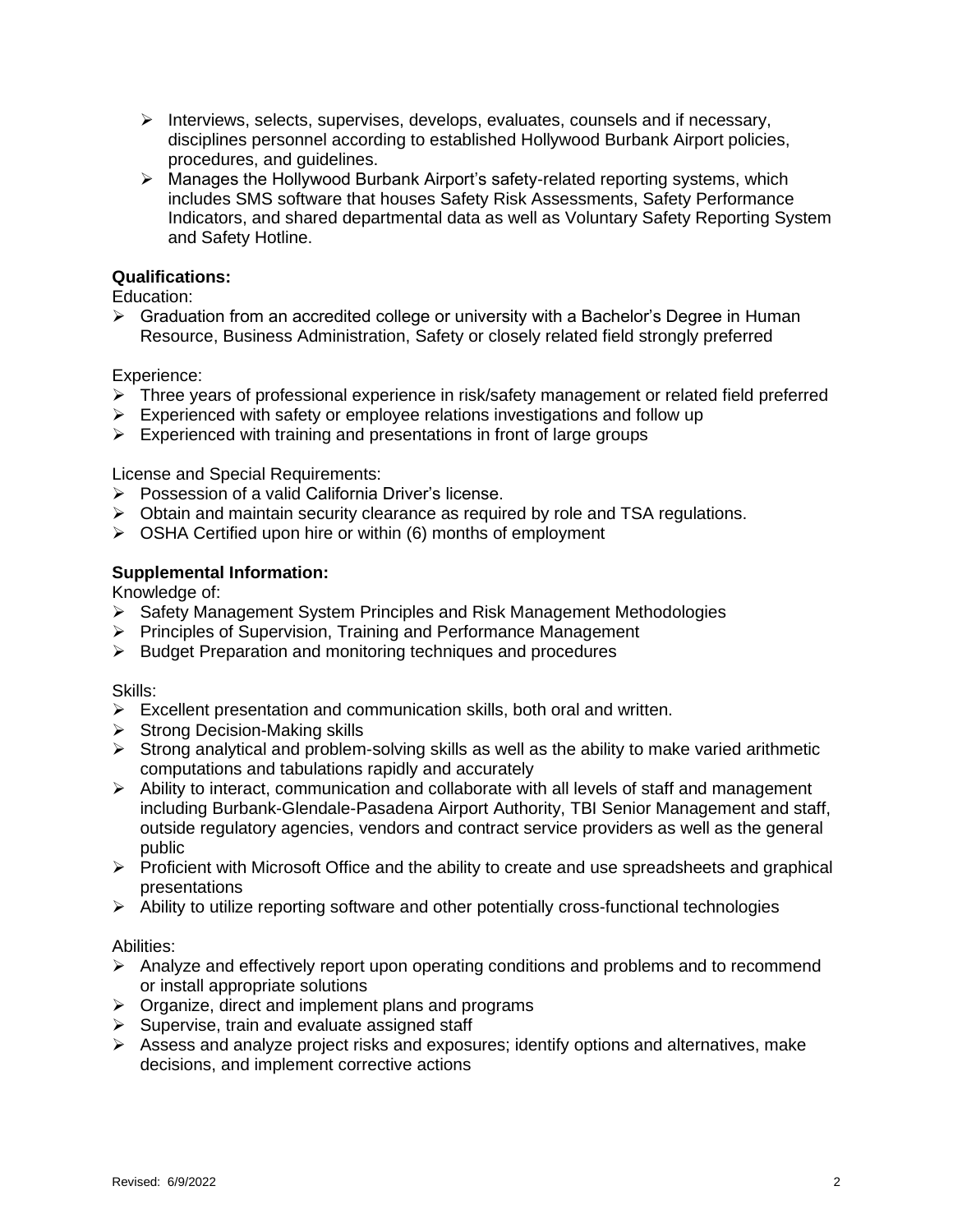- Interviews, selects, supervises, develops, evaluates, counsels and if necessary, disciplines personnel according to established Hollywood Burbank Airport policies, procedures, and guidelines.
- Manages the Hollywood Burbank Airport's safety-related reporting systems, which includes SMS software that houses Safety Risk Assessments, Safety Performance Indicators, and shared departmental data as well as Voluntary Safety Reporting System and Safety Hotline.

**Qualifications:**

Education:

- Graduation from an accredited college or university with a Bachelor's Degree in Human Resource, Business Administration, Safety or closely related field strongly preferred

Experience:

- Three years of professional experience in risk/safety management or related field preferred
- Experienced with safety or employee relations investigations and follow up
- Experienced with training and presentations in front of large groups

License and Special Requirements:

- Possession of a valid California Driver's license.
- Obtain and maintain security clearance as required by role and TSA regulations.
- OSHA Certified upon hire or within (6) months of employment

**Supplemental Information:**

Knowledge of:

- Safety Management System Principles and Risk Management Methodologies
- Principles of Supervision, Training and Performance Management
- Budget Preparation and monitoring techniques and procedures

Skills:

- Excellent presentation and communication skills, both oral and written.
- Strong Decision-Making skills
- Strong analytical and problem-solving skills as well as the ability to make varied arithmetic computations and tabulations rapidly and accurately
- Ability to interact, communication and collaborate with all levels of staff and management including Burbank-Glendale-Pasadena Airport Authority, TBI Senior Management and staff, outside regulatory agencies, vendors and contract service providers as well as the general public
- Proficient with Microsoft Office and the ability to create and use spreadsheets and graphical presentations
- Ability to utilize reporting software and other potentially cross-functional technologies

Abilities:

- Analyze and effectively report upon operating conditions and problems and to recommend or install appropriate solutions
- Organize, direct and implement plans and programs
- Supervise, train and evaluate assigned staff
- Assess and analyze project risks and exposures; identify options and alternatives, make decisions, and implement corrective actions

Revised: 6/9/2022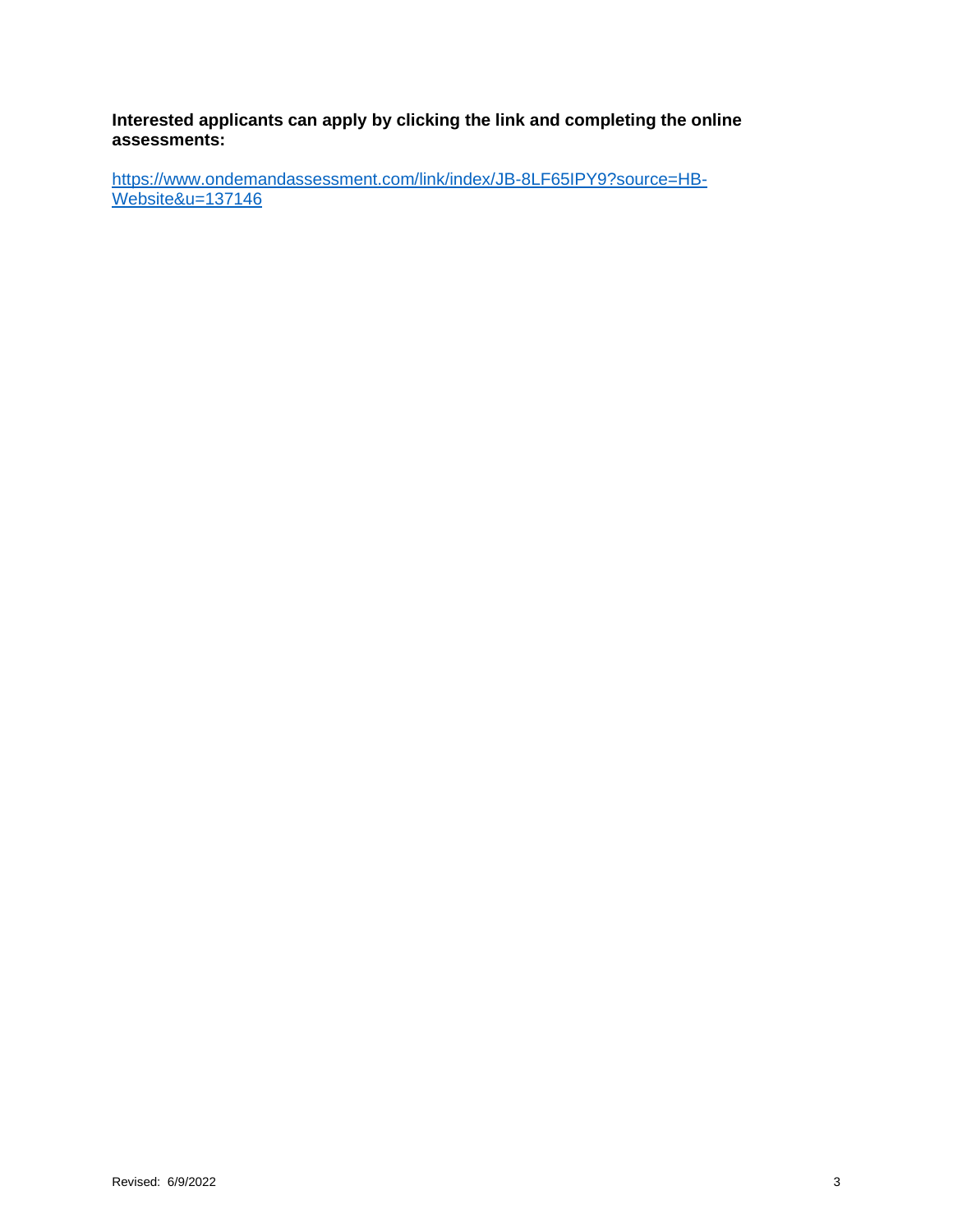**Interested applicants can apply by clicking the link and completing the online assessments:**

https://www.ondemandassessment.com/link/index/JB-8LF65IPY9?source=HB-Website&u=137146

Revised: 6/9/2022